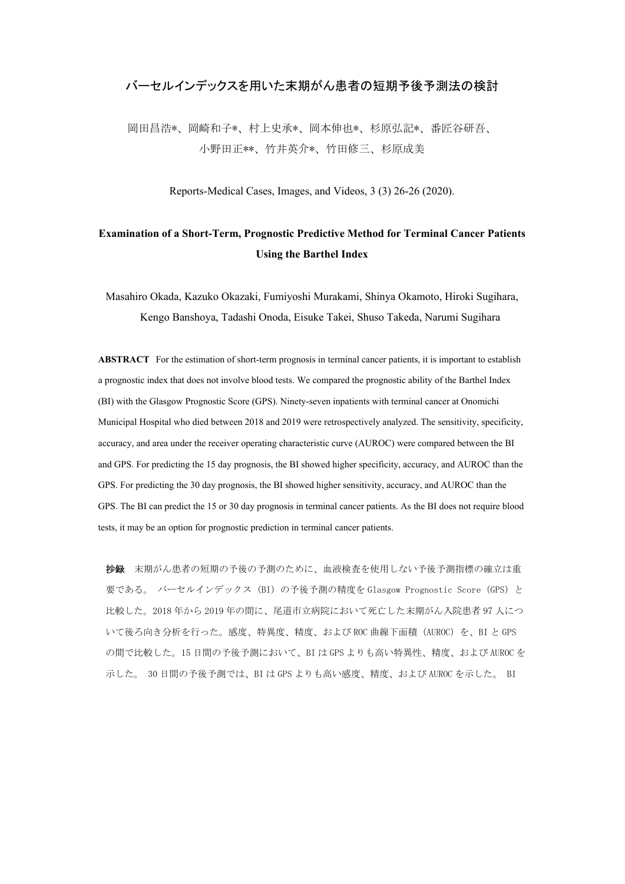# バーセルインデックスを用いた末期がん患者の短期予後予測法の検討

岡田昌浩*、岡崎和子*、村上史承*、岡本伸也*、杉原弘記*、番匠谷研吾、
小野田正**、竹井英介*、竹田修三、杉原成美

Reports-Medical Cases, Images, and Videos, 3 (3) 26-26 (2020).

## Examination of a Short-Term, Prognostic Predictive Method for Terminal Cancer Patients Using the Barthel Index

Masahiro Okada, Kazuko Okazaki, Fumiyoshi Murakami, Shinya Okamoto, Hiroki Sugihara, Kengo Banshoya, Tadashi Onoda, Eisuke Takei, Shuso Takeda, Narumi Sugihara

**ABSTRACT** For the estimation of short-term prognosis in terminal cancer patients, it is important to establish a prognostic index that does not involve blood tests. We compared the prognostic ability of the Barthel Index (BI) with the Glasgow Prognostic Score (GPS). Ninety-seven inpatients with terminal cancer at Onomichi Municipal Hospital who died between 2018 and 2019 were retrospectively analyzed. The sensitivity, specificity, accuracy, and area under the receiver operating characteristic curve (AUROC) were compared between the BI and GPS. For predicting the 15 day prognosis, the BI showed higher specificity, accuracy, and AUROC than the GPS. For predicting the 30 day prognosis, the BI showed higher sensitivity, accuracy, and AUROC than the GPS. The BI can predict the 15 or 30 day prognosis in terminal cancer patients. As the BI does not require blood tests, it may be an option for prognostic prediction in terminal cancer patients.

**抄録**　末期がん患者の短期の予後の予測のために、血液検査を使用しない予後予測指標の確立は重要である。 バーセルインデックス（BI）の予後予測の精度を Glasgow Prognostic Score（GPS）と比較した。2018 年から 2019 年の間に、尾道市立病院において死亡した末期がん入院患者 97 人について後ろ向き分析を行った。感度、特異度、精度、および ROC 曲線下面積（AUROC）を、BI と GPS の間で比較した。15 日間の予後予測において、BI は GPS よりも高い特異性、精度、および AUROC を示した。 30 日間の予後予測では、BI は GPS よりも高い感度、精度、および AUROC を示した。 BI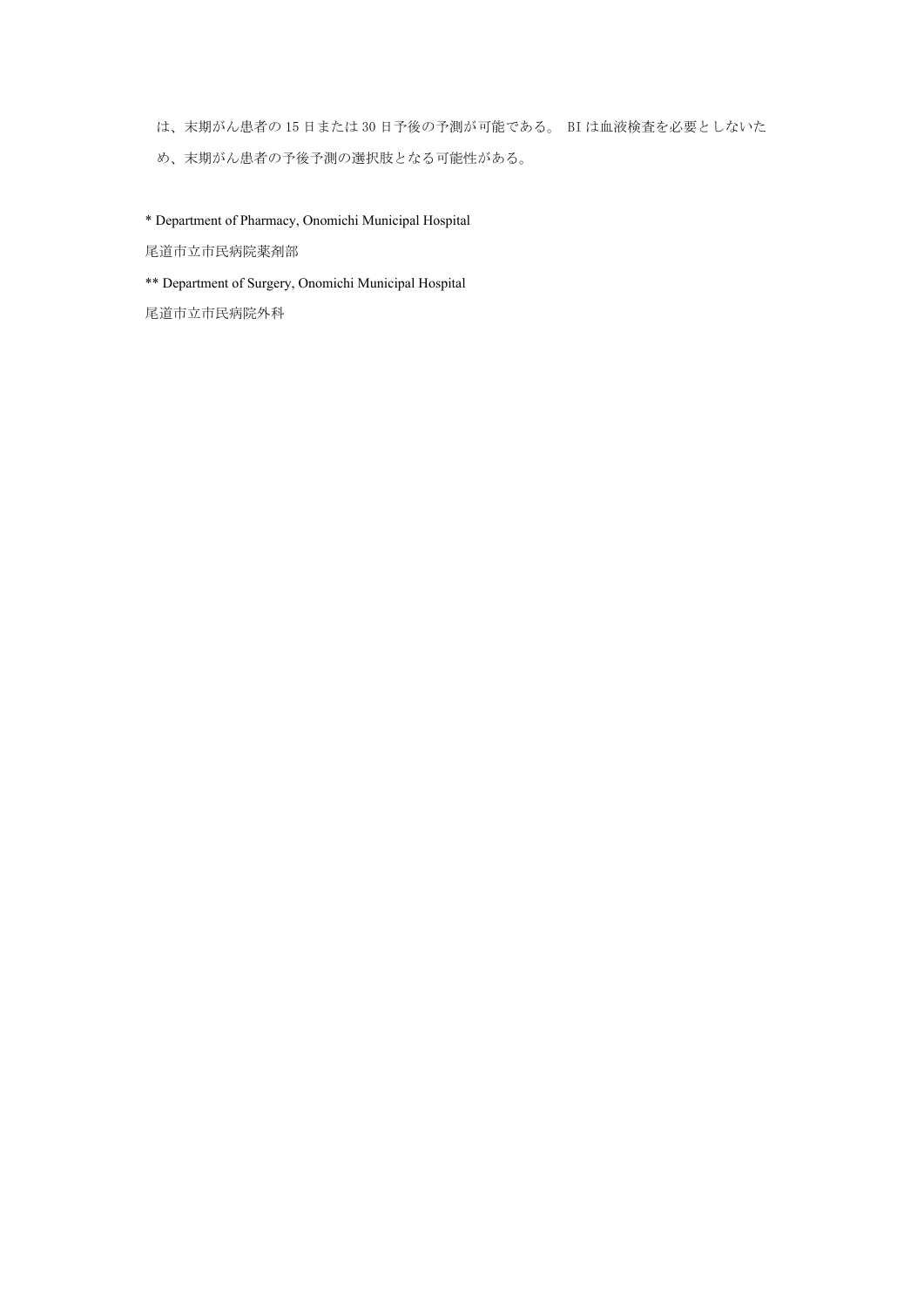は、末期がん患者の 15 日または 30 日予後の予測が可能である。 BI は血液検査を必要としないため、末期がん患者の予後予測の選択肢となる可能性がある。

* Department of Pharmacy, Onomichi Municipal Hospital

尾道市立市民病院薬剤部

** Department of Surgery, Onomichi Municipal Hospital

尾道市立市民病院外科